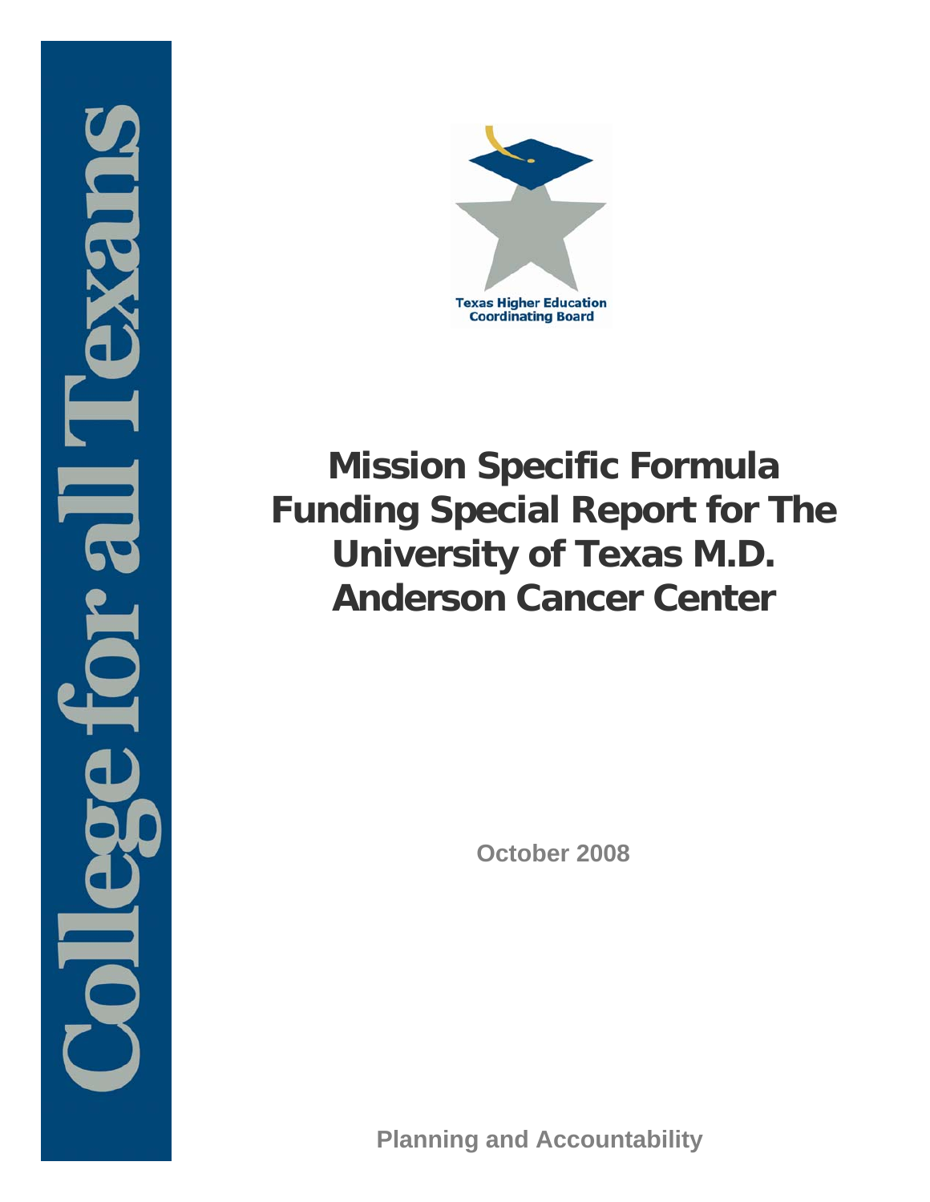College for all Texans

Texas Higher Education Coordinating Board

# Mission Specific Formula Funding Special Report for The University of Texas M.D. Anderson Cancer Center

October 2008

Planning and Accountability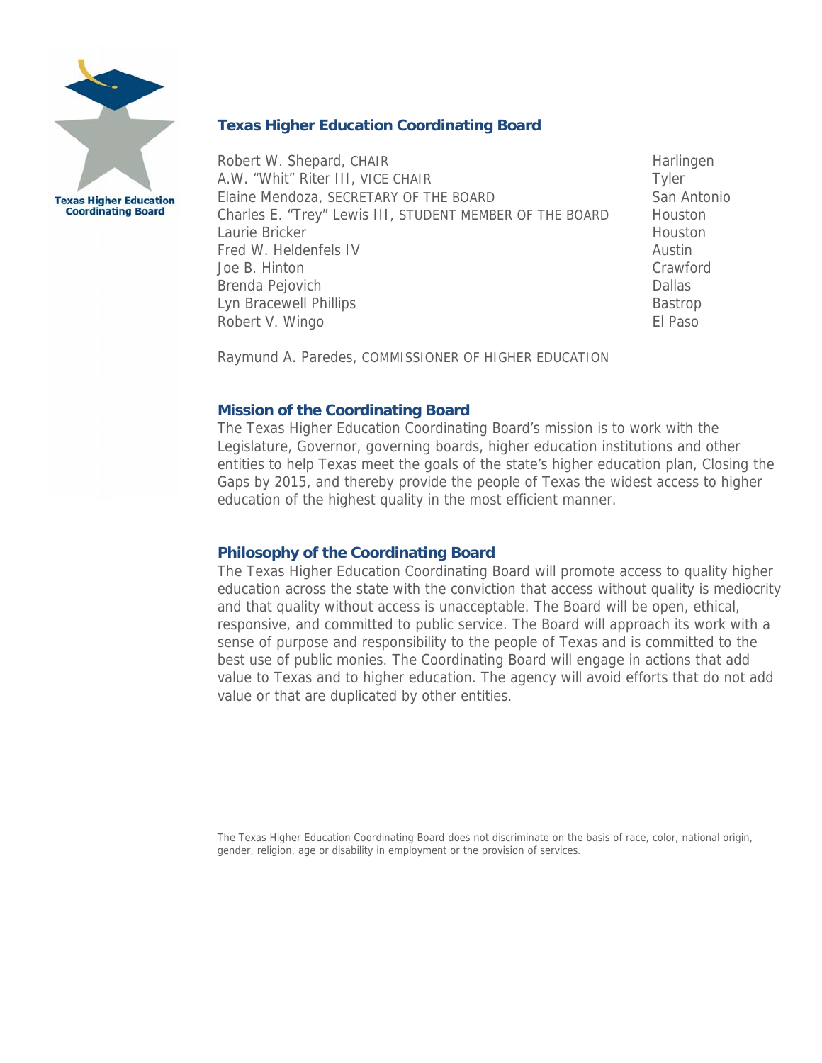## Texas Higher Education Coordinating Board

| | |
|---|---|
| Robert W. Shepard, CHAIR | Harlingen |
| A.W. "Whit" Riter III, VICE CHAIR | Tyler |
| Elaine Mendoza, SECRETARY OF THE BOARD | San Antonio |
| Charles E. "Trey" Lewis III, STUDENT MEMBER OF THE BOARD | Houston |
| Laurie Bricker | Houston |
| Fred W. Heldenfels IV | Austin |
| Joe B. Hinton | Crawford |
| Brenda Pejovich | Dallas |
| Lyn Bracewell Phillips | Bastrop |
| Robert V. Wingo | El Paso |

Raymund A. Paredes, COMMISSIONER OF HIGHER EDUCATION

### Mission of the Coordinating Board

The Texas Higher Education Coordinating Board's mission is to work with the Legislature, Governor, governing boards, higher education institutions and other entities to help Texas meet the goals of the state's higher education plan, Closing the Gaps by 2015, and thereby provide the people of Texas the widest access to higher education of the highest quality in the most efficient manner.

### Philosophy of the Coordinating Board

The Texas Higher Education Coordinating Board will promote access to quality higher education across the state with the conviction that access without quality is mediocrity and that quality without access is unacceptable. The Board will be open, ethical, responsive, and committed to public service. The Board will approach its work with a sense of purpose and responsibility to the people of Texas and is committed to the best use of public monies. The Coordinating Board will engage in actions that add value to Texas and to higher education. The agency will avoid efforts that do not add value or that are duplicated by other entities.

The Texas Higher Education Coordinating Board does not discriminate on the basis of race, color, national origin, gender, religion, age or disability in employment or the provision of services.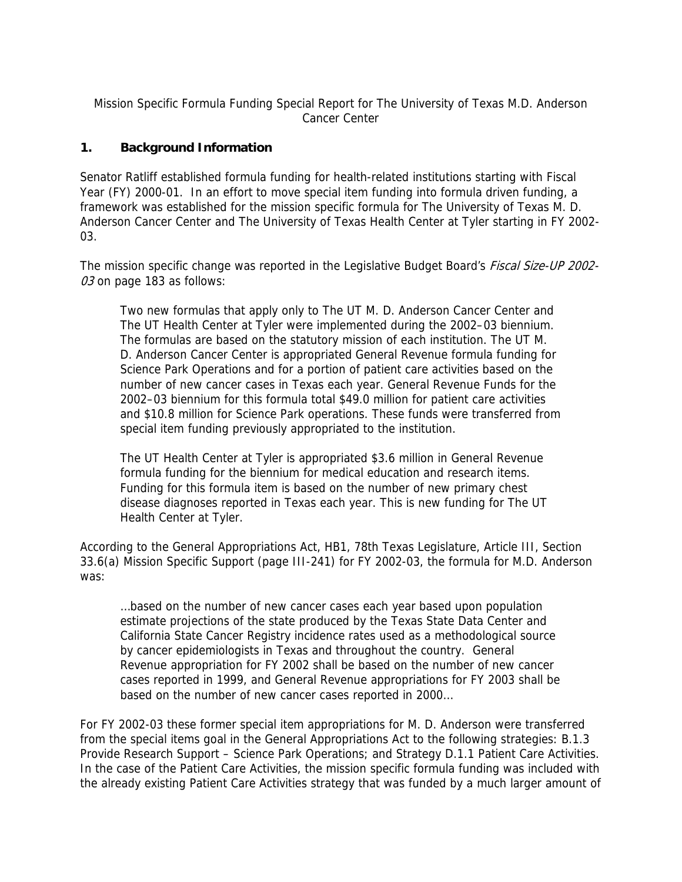Mission Specific Formula Funding Special Report for The University of Texas M.D. Anderson Cancer Center

## 1. Background Information

Senator Ratliff established formula funding for health-related institutions starting with Fiscal Year (FY) 2000-01. In an effort to move special item funding into formula driven funding, a framework was established for the mission specific formula for The University of Texas M. D. Anderson Cancer Center and The University of Texas Health Center at Tyler starting in FY 2002-03.

The mission specific change was reported in the Legislative Budget Board's *Fiscal Size-UP 2002-03* on page 183 as follows:

> Two new formulas that apply only to The UT M. D. Anderson Cancer Center and The UT Health Center at Tyler were implemented during the 2002–03 biennium. The formulas are based on the statutory mission of each institution. The UT M. D. Anderson Cancer Center is appropriated General Revenue formula funding for Science Park Operations and for a portion of patient care activities based on the number of new cancer cases in Texas each year. General Revenue Funds for the 2002–03 biennium for this formula total $49.0 million for patient care activities and $10.8 million for Science Park operations. These funds were transferred from special item funding previously appropriated to the institution.
>
> The UT Health Center at Tyler is appropriated $3.6 million in General Revenue formula funding for the biennium for medical education and research items. Funding for this formula item is based on the number of new primary chest disease diagnoses reported in Texas each year. This is new funding for The UT Health Center at Tyler.

According to the General Appropriations Act, HB1, 78th Texas Legislature, Article III, Section 33.6(a) Mission Specific Support (page III-241) for FY 2002-03, the formula for M.D. Anderson was:

> …based on the number of new cancer cases each year based upon population estimate projections of the state produced by the Texas State Data Center and California State Cancer Registry incidence rates used as a methodological source by cancer epidemiologists in Texas and throughout the country. General Revenue appropriation for FY 2002 shall be based on the number of new cancer cases reported in 1999, and General Revenue appropriations for FY 2003 shall be based on the number of new cancer cases reported in 2000…

For FY 2002-03 these former special item appropriations for M. D. Anderson were transferred from the special items goal in the General Appropriations Act to the following strategies: B.1.3 Provide Research Support – Science Park Operations; and Strategy D.1.1 Patient Care Activities. In the case of the Patient Care Activities, the mission specific formula funding was included with the already existing Patient Care Activities strategy that was funded by a much larger amount of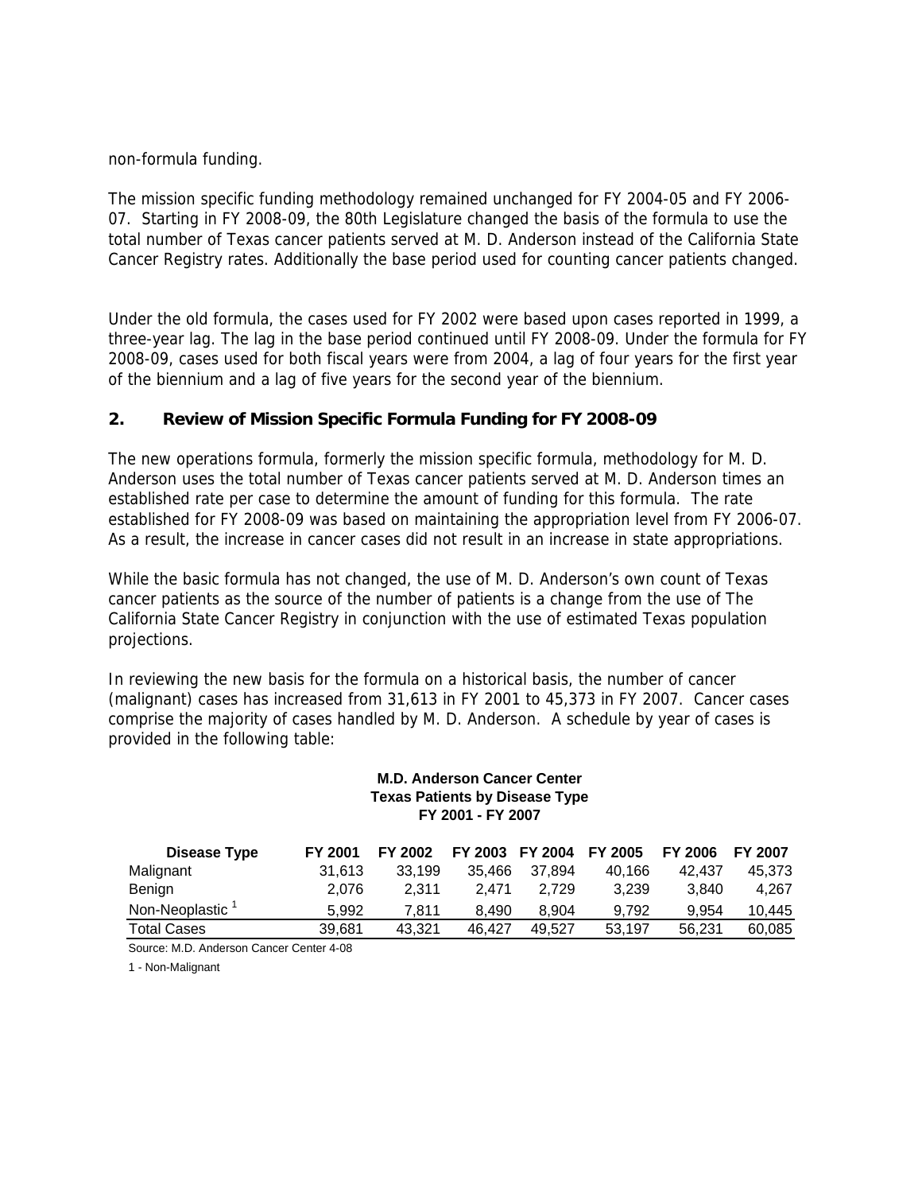non-formula funding.

The mission specific funding methodology remained unchanged for FY 2004-05 and FY 2006-07. Starting in FY 2008-09, the 80th Legislature changed the basis of the formula to use the total number of Texas cancer patients served at M. D. Anderson instead of the California State Cancer Registry rates. Additionally the base period used for counting cancer patients changed.

Under the old formula, the cases used for FY 2002 were based upon cases reported in 1999, a three-year lag. The lag in the base period continued until FY 2008-09. Under the formula for FY 2008-09, cases used for both fiscal years were from 2004, a lag of four years for the first year of the biennium and a lag of five years for the second year of the biennium.

## 2. Review of Mission Specific Formula Funding for FY 2008-09

The new operations formula, formerly the mission specific formula, methodology for M. D. Anderson uses the total number of Texas cancer patients served at M. D. Anderson times an established rate per case to determine the amount of funding for this formula. The rate established for FY 2008-09 was based on maintaining the appropriation level from FY 2006-07. As a result, the increase in cancer cases did not result in an increase in state appropriations.

While the basic formula has not changed, the use of M. D. Anderson's own count of Texas cancer patients as the source of the number of patients is a change from the use of The California State Cancer Registry in conjunction with the use of estimated Texas population projections.

In reviewing the new basis for the formula on a historical basis, the number of cancer (malignant) cases has increased from 31,613 in FY 2001 to 45,373 in FY 2007. Cancer cases comprise the majority of cases handled by M. D. Anderson. A schedule by year of cases is provided in the following table:

**M.D. Anderson Cancer Center**
**Texas Patients by Disease Type**
**FY 2001 - FY 2007**

| Disease Type | FY 2001 | FY 2002 | FY 2003 | FY 2004 | FY 2005 | FY 2006 | FY 2007 |
|---|---|---|---|---|---|---|---|
| Malignant | 31,613 | 33,199 | 35,466 | 37,894 | 40,166 | 42,437 | 45,373 |
| Benign | 2,076 | 2,311 | 2,471 | 2,729 | 3,239 | 3,840 | 4,267 |
| Non-Neoplastic [1] | 5,992 | 7,811 | 8,490 | 8,904 | 9,792 | 9,954 | 10,445 |
| Total Cases | 39,681 | 43,321 | 46,427 | 49,527 | 53,197 | 56,231 | 60,085 |

Source: M.D. Anderson Cancer Center 4-08

1 - Non-Malignant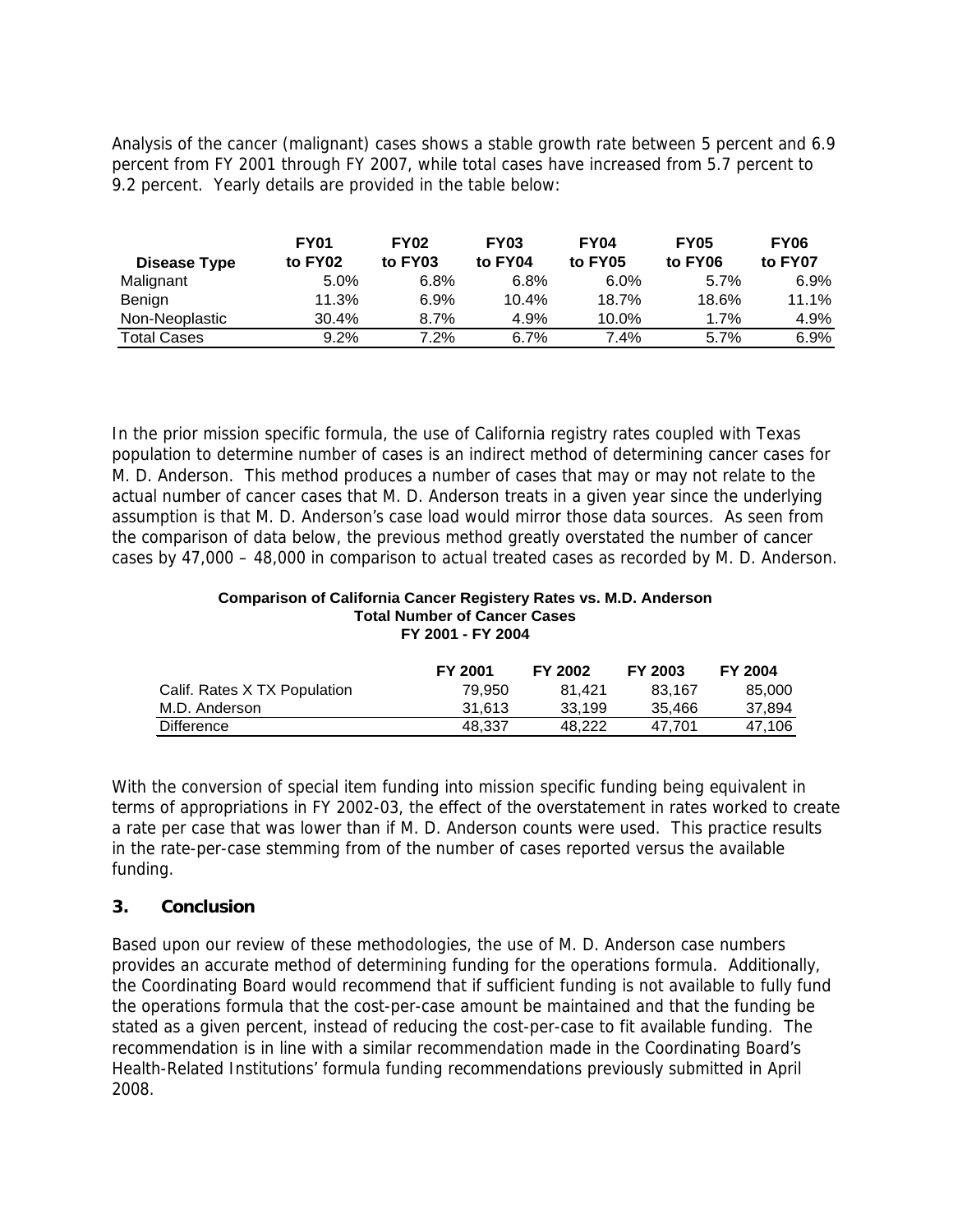Analysis of the cancer (malignant) cases shows a stable growth rate between 5 percent and 6.9 percent from FY 2001 through FY 2007, while total cases have increased from 5.7 percent to 9.2 percent. Yearly details are provided in the table below:

| Disease Type | FY01 to FY02 | FY02 to FY03 | FY03 to FY04 | FY04 to FY05 | FY05 to FY06 | FY06 to FY07 |
|---|---|---|---|---|---|---|
| Malignant | 5.0% | 6.8% | 6.8% | 6.0% | 5.7% | 6.9% |
| Benign | 11.3% | 6.9% | 10.4% | 18.7% | 18.6% | 11.1% |
| Non-Neoplastic | 30.4% | 8.7% | 4.9% | 10.0% | 1.7% | 4.9% |
| Total Cases | 9.2% | 7.2% | 6.7% | 7.4% | 5.7% | 6.9% |

In the prior mission specific formula, the use of California registry rates coupled with Texas population to determine number of cases is an indirect method of determining cancer cases for M. D. Anderson. This method produces a number of cases that may or may not relate to the actual number of cancer cases that M. D. Anderson treats in a given year since the underlying assumption is that M. D. Anderson's case load would mirror those data sources. As seen from the comparison of data below, the previous method greatly overstated the number of cancer cases by 47,000 – 48,000 in comparison to actual treated cases as recorded by M. D. Anderson.

**Comparison of California Cancer Registery Rates vs. M.D. Anderson**
**Total Number of Cancer Cases**
**FY 2001 - FY 2004**

| | FY 2001 | FY 2002 | FY 2003 | FY 2004 |
|---|---|---|---|---|
| Calif. Rates X TX Population | 79,950 | 81,421 | 83,167 | 85,000 |
| M.D. Anderson | 31,613 | 33,199 | 35,466 | 37,894 |
| Difference | 48,337 | 48,222 | 47,701 | 47,106 |

With the conversion of special item funding into mission specific funding being equivalent in terms of appropriations in FY 2002-03, the effect of the overstatement in rates worked to create a rate per case that was lower than if M. D. Anderson counts were used. This practice results in the rate-per-case stemming from of the number of cases reported versus the available funding.

## 3. Conclusion

Based upon our review of these methodologies, the use of M. D. Anderson case numbers provides an accurate method of determining funding for the operations formula. Additionally, the Coordinating Board would recommend that if sufficient funding is not available to fully fund the operations formula that the cost-per-case amount be maintained and that the funding be stated as a given percent, instead of reducing the cost-per-case to fit available funding. The recommendation is in line with a similar recommendation made in the Coordinating Board's Health-Related Institutions' formula funding recommendations previously submitted in April 2008.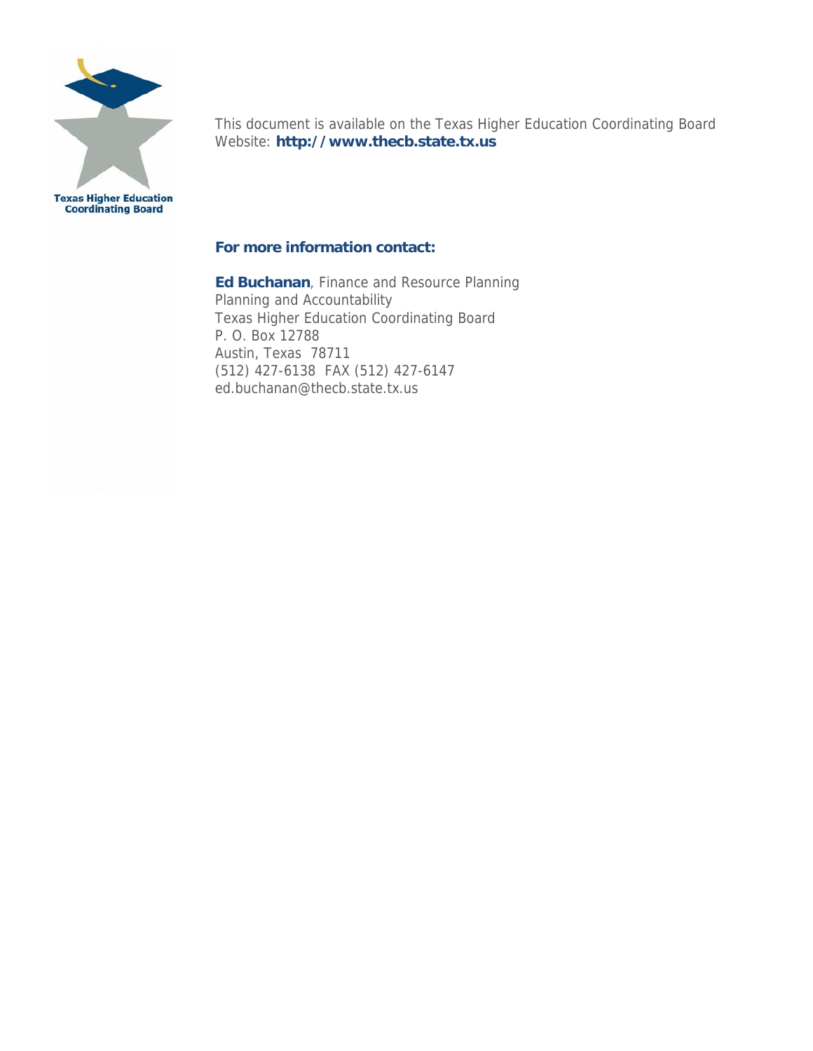Texas Higher Education Coordinating Board

This document is available on the Texas Higher Education Coordinating Board Website: **http://www.thecb.state.tx.us**

**For more information contact:**

**Ed Buchanan**, Finance and Resource Planning
Planning and Accountability
Texas Higher Education Coordinating Board
P. O. Box 12788
Austin, Texas 78711
(512) 427-6138 FAX (512) 427-6147
ed.buchanan@thecb.state.tx.us